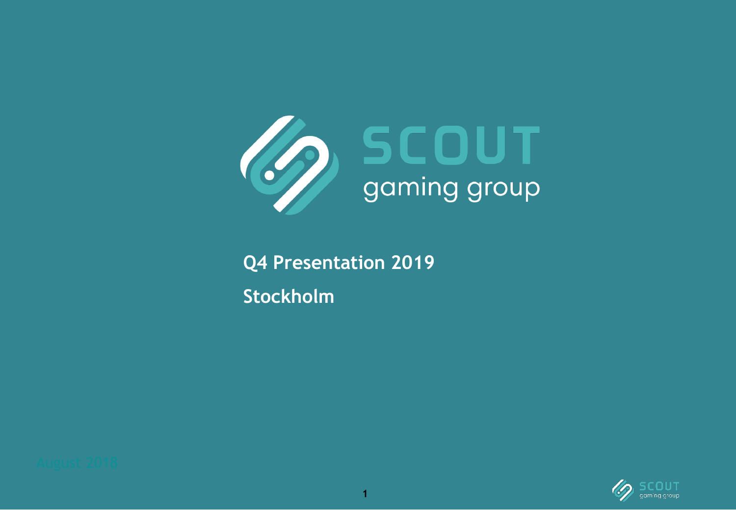# SCOUT gaming group

## Q4 Presentation 2019

## Stockholm

August 2018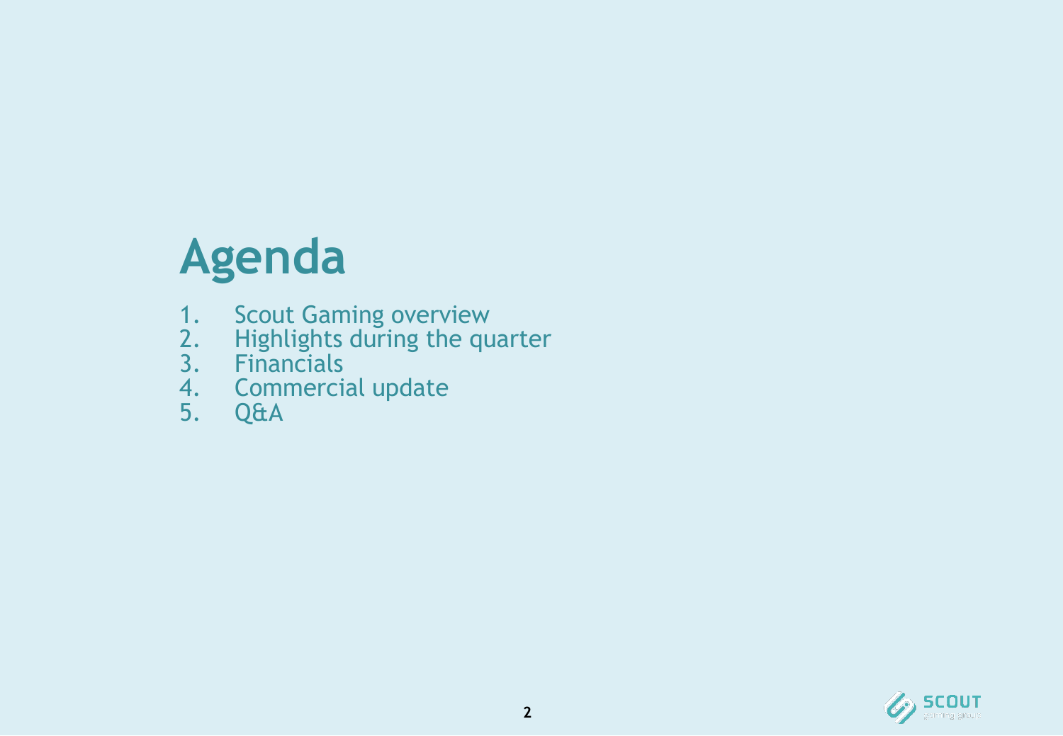# Agenda

1. Scout Gaming overview
2. Highlights during the quarter
3. Financials
4. Commercial update
5. Q&A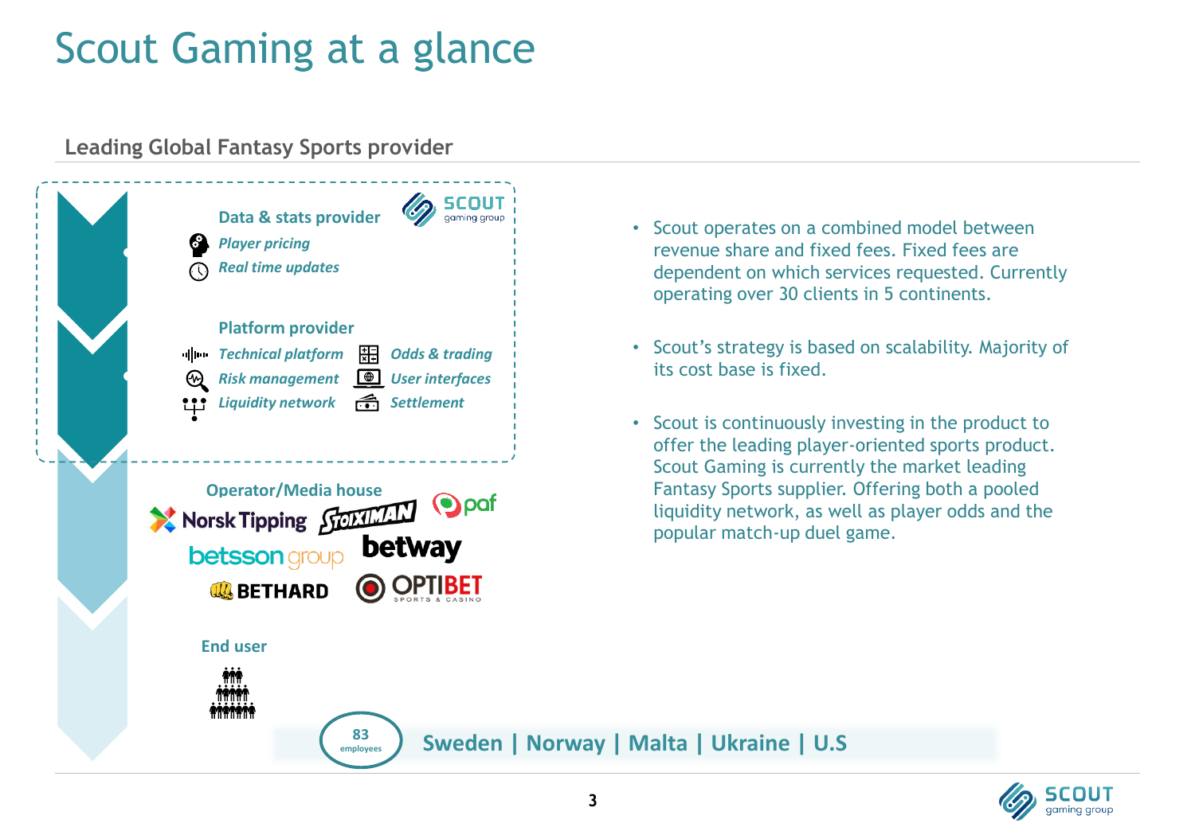# Scout Gaming at a glance

## Leading Global Fantasy Sports provider

**Data & stats provider**

- *Player pricing*
- *Real time updates*

**Platform provider**

- *Technical platform*
- *Odds & trading*
- *Risk management*
- *User interfaces*
- *Liquidity network*
- *Settlement*

**Operator/Media house**

Norsk Tipping, Stoiximan, paf, betsson group, betway, BETHARD, OPTIBET

**End user**

83 employees

**Sweden | Norway | Malta | Ukraine | U.S**

- Scout operates on a combined model between revenue share and fixed fees. Fixed fees are dependent on which services requested. Currently operating over 30 clients in 5 continents.
- Scout's strategy is based on scalability. Majority of its cost base is fixed.
- Scout is continuously investing in the product to offer the leading player-oriented sports product. Scout Gaming is currently the market leading Fantasy Sports supplier. Offering both a pooled liquidity network, as well as player odds and the popular match-up duel game.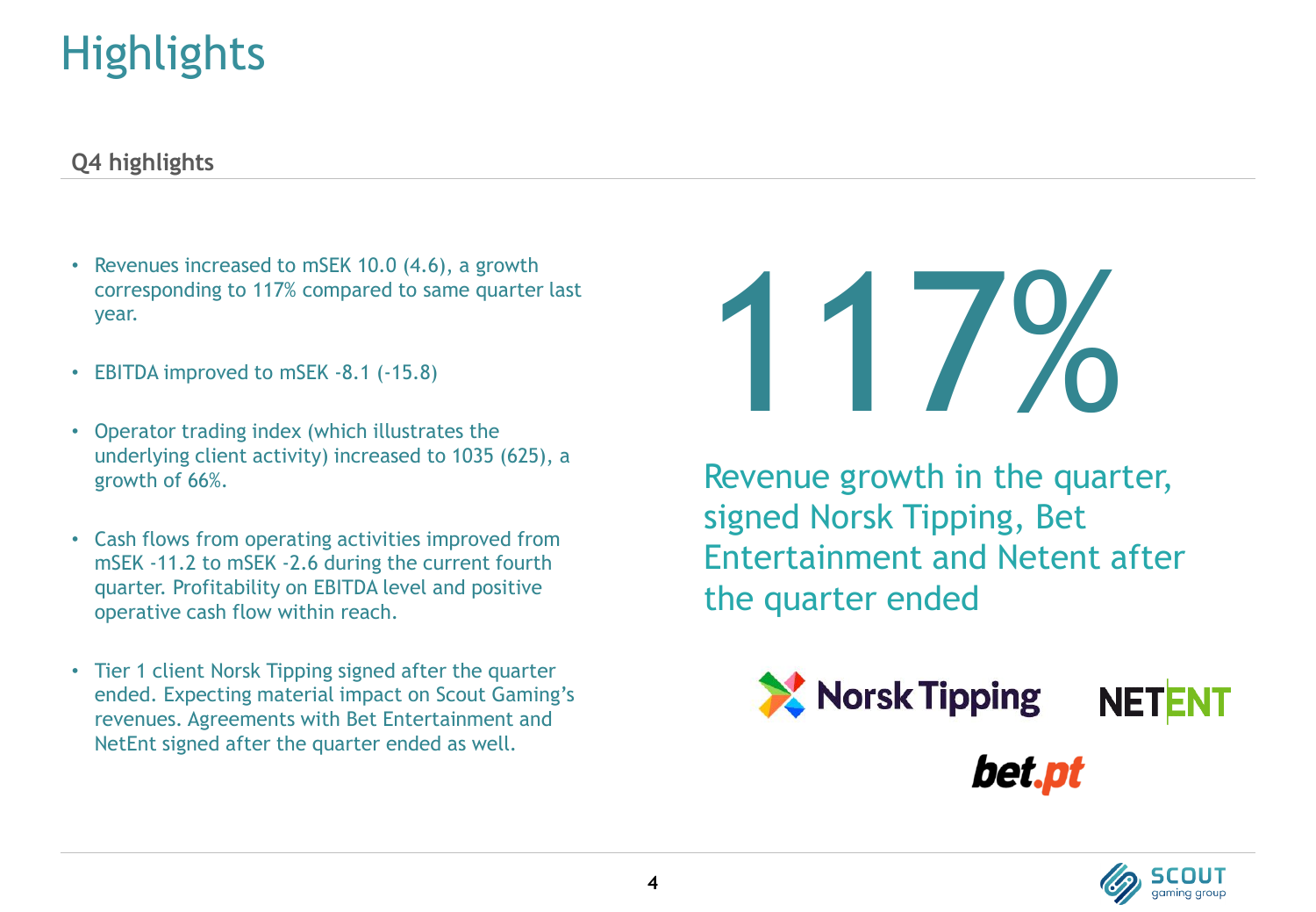# Highlights

## Q4 highlights

- Revenues increased to mSEK 10.0 (4.6), a growth corresponding to 117% compared to same quarter last year.
- EBITDA improved to mSEK -8.1 (-15.8)
- Operator trading index (which illustrates the underlying client activity) increased to 1035 (625), a growth of 66%.
- Cash flows from operating activities improved from mSEK -11.2 to mSEK -2.6 during the current fourth quarter. Profitability on EBITDA level and positive operative cash flow within reach.
- Tier 1 client Norsk Tipping signed after the quarter ended. Expecting material impact on Scout Gaming's revenues. Agreements with Bet Entertainment and NetEnt signed after the quarter ended as well.

**117%**

Revenue growth in the quarter, signed Norsk Tipping, Bet Entertainment and Netent after the quarter ended

Norsk Tipping NETENT bet.pt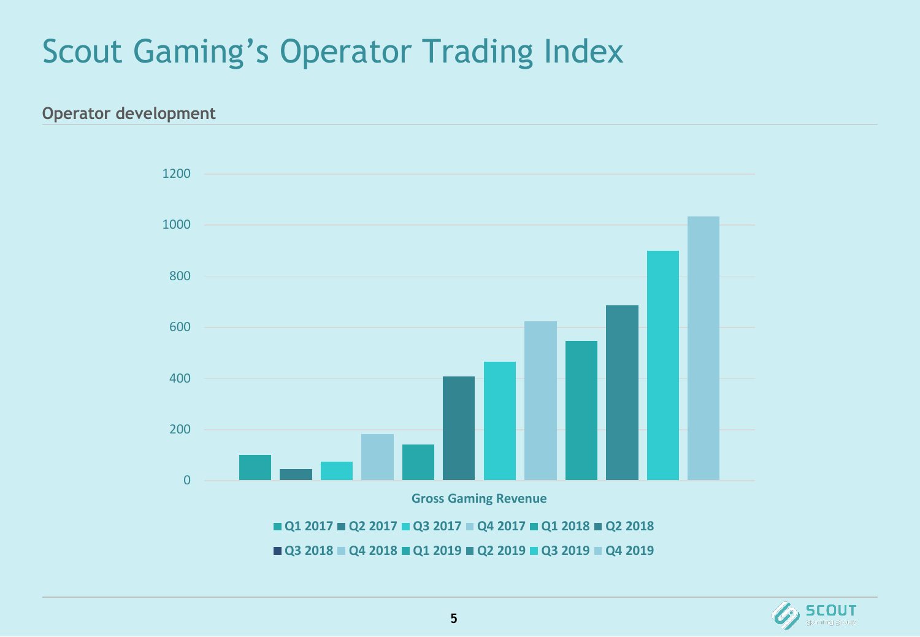# Scout Gaming's Operator Trading Index

## Operator development

1200

1000

800

600

400

200

0

Gross Gaming Revenue

Q1 2017 Q2 2017 Q3 2017 Q4 2017 Q1 2018 Q2 2018 Q3 2018 Q4 2018 Q1 2019 Q2 2019 Q3 2019 Q4 2019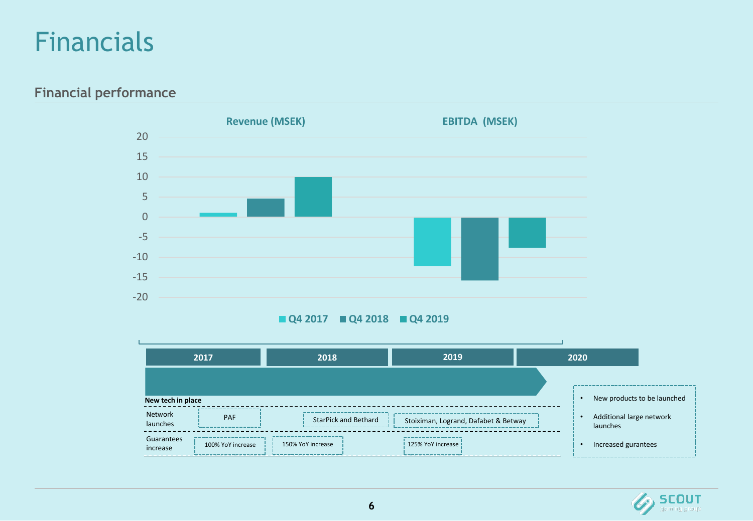# Financials

## Financial performance

**Revenue (MSEK)** | **EBITDA (MSEK)**

Legend: Q4 2017 | Q4 2018 | Q4 2019

| 2017 | 2018 | 2019 | 2020 |
|---|---|---|---|

**New tech in place**

| | 2017 | 2018 | 2019 |
|---|---|---|---|
| Network launches | PAF | StarPick and Bethard | Stoiximan, Logrand, Dafabet & Betway |
| Guarantees increase | 100% YoY increase | 150% YoY increase | 125% YoY increase |

- New products to be launched
- Additional large network launches
- Increased gurantees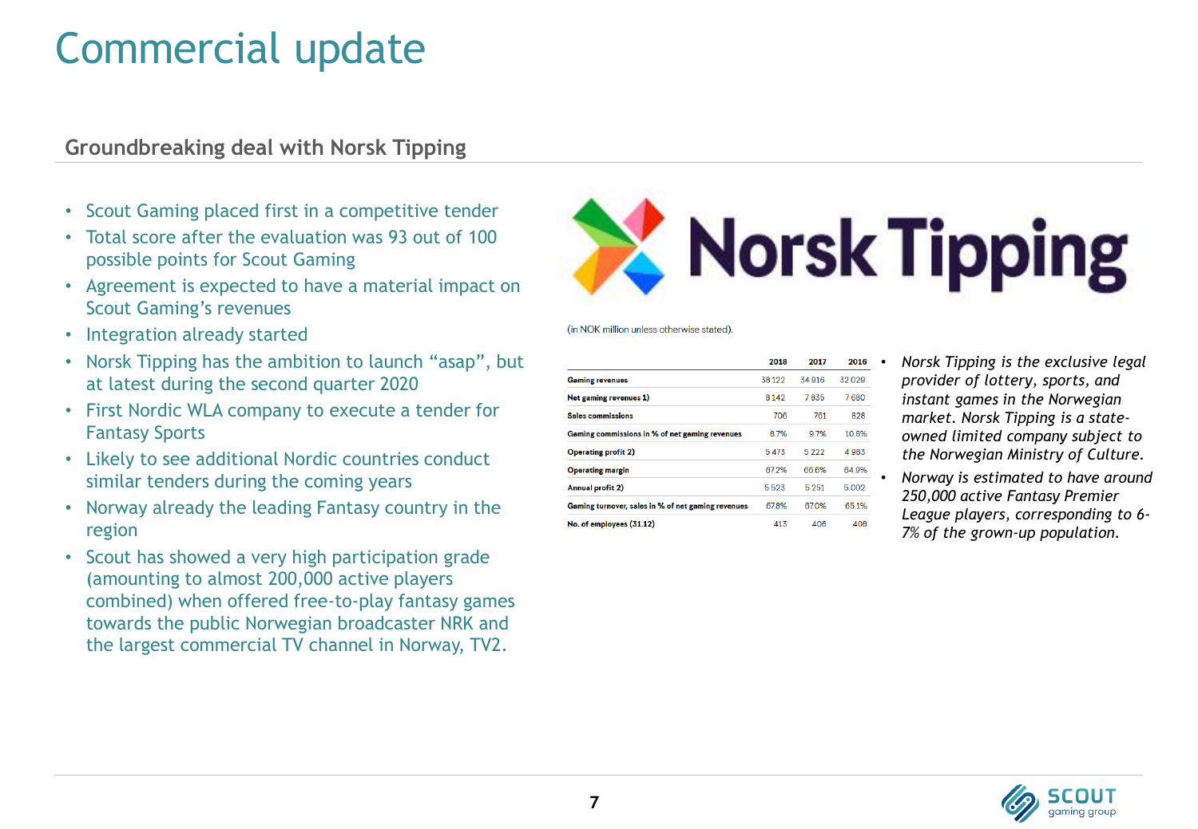# Commercial update

## Groundbreaking deal with Norsk Tipping

- Scout Gaming placed first in a competitive tender
- Total score after the evaluation was 93 out of 100 possible points for Scout Gaming
- Agreement is expected to have a material impact on Scout Gaming's revenues
- Integration already started
- Norsk Tipping has the ambition to launch "asap", but at latest during the second quarter 2020
- First Nordic WLA company to execute a tender for Fantasy Sports
- Likely to see additional Nordic countries conduct similar tenders during the coming years
- Norway already the leading Fantasy country in the region
- Scout has showed a very high participation grade (amounting to almost 200,000 active players combined) when offered free-to-play fantasy games towards the public Norwegian broadcaster NRK and the largest commercial TV channel in Norway, TV2.

Norsk Tipping

(in NOK million unless otherwise stated).

| | 2018 | 2017 | 2016 |
|---|---|---|---|
| **Gaming revenues** | 38 122 | 34 916 | 32 029 |
| **Net gaming revenues 1)** | 8 142 | 7 835 | 7 680 |
| **Sales commissions** | 706 | 761 | 828 |
| **Gaming commissions in % of net gaming revenues** | 8.7% | 9.7% | 10.8% |
| **Operating profit 2)** | 5 473 | 5 222 | 4 983 |
| **Operating margin** | 67.2% | 66.6% | 64.9% |
| **Annual profit 2)** | 5 523 | 5 251 | 5 002 |
| **Gaming turnover, sales in % of net gaming revenues** | 67.8% | 67.0% | 65.1% |
| **No. of employees (31.12)** | 413 | 406 | 408 |

- *Norsk Tipping is the exclusive legal provider of lottery, sports, and instant games in the Norwegian market. Norsk Tipping is a state-owned limited company subject to the Norwegian Ministry of Culture.*
- *Norway is estimated to have around 250,000 active Fantasy Premier League players, corresponding to 6-7% of the grown-up population.*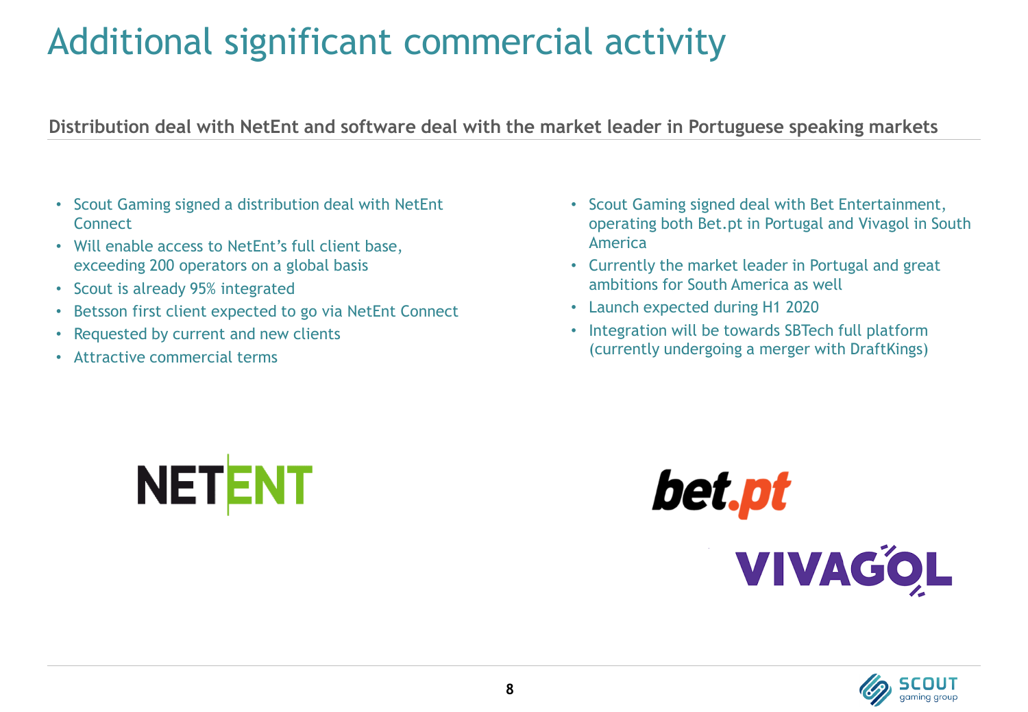# Additional significant commercial activity

**Distribution deal with NetEnt and software deal with the market leader in Portuguese speaking markets**

- Scout Gaming signed a distribution deal with NetEnt Connect
- Will enable access to NetEnt's full client base, exceeding 200 operators on a global basis
- Scout is already 95% integrated
- Betsson first client expected to go via NetEnt Connect
- Requested by current and new clients
- Attractive commercial terms

- Scout Gaming signed deal with Bet Entertainment, operating both Bet.pt in Portugal and Vivagol in South America
- Currently the market leader in Portugal and great ambitions for South America as well
- Launch expected during H1 2020
- Integration will be towards SBTech full platform (currently undergoing a merger with DraftKings)